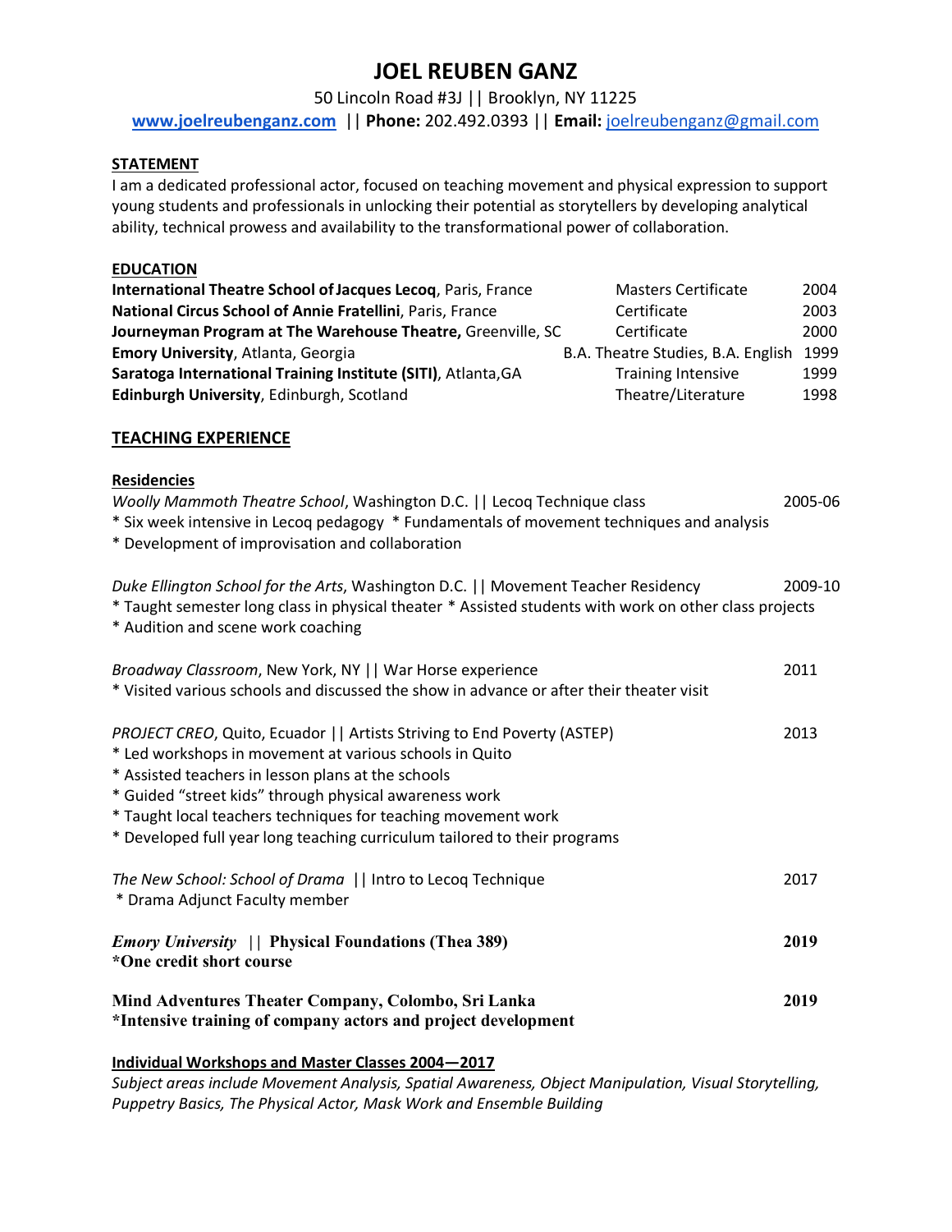# JOEL REUBEN GANZ

50 Lincoln Road #3J || Brooklyn, NY 11225

**www.joelreubenganz.com** || **Phone:** 202.492.0393 || **Email:** joelreubenganz@gmail.com

## STATEMENT

I am a dedicated professional actor, focused on teaching movement and physical expression to support young students and professionals in unlocking their potential as storytellers by developing analytical ability, technical prowess and availability to the transformational power of collaboration.

## EDUCATION

| | | |
|---|---|---|
| **International Theatre School of Jacques Lecoq**, Paris, France | Masters Certificate | 2004 |
| **National Circus School of Annie Fratellini**, Paris, France | Certificate | 2003 |
| **Journeyman Program at The Warehouse Theatre,** Greenville, SC | Certificate | 2000 |
| **Emory University**, Atlanta, Georgia | B.A. Theatre Studies, B.A. English | 1999 |
| **Saratoga International Training Institute (SITI)**, Atlanta,GA | Training Intensive | 1999 |
| **Edinburgh University**, Edinburgh, Scotland | Theatre/Literature | 1998 |

## TEACHING EXPERIENCE

### Residencies

*Woolly Mammoth Theatre School*, Washington D.C. || Lecoq Technique class — 2005-06

* Six week intensive in Lecoq pedagogy * Fundamentals of movement techniques and analysis
* Development of improvisation and collaboration

*Duke Ellington School for the Arts*, Washington D.C. || Movement Teacher Residency — 2009-10

* Taught semester long class in physical theater * Assisted students with work on other class projects
* Audition and scene work coaching

*Broadway Classroom*, New York, NY || War Horse experience — 2011

* Visited various schools and discussed the show in advance or after their theater visit

*PROJECT CREO*, Quito, Ecuador || Artists Striving to End Poverty (ASTEP) — 2013

* Led workshops in movement at various schools in Quito
* Assisted teachers in lesson plans at the schools
* Guided "street kids" through physical awareness work
* Taught local teachers techniques for teaching movement work
* Developed full year long teaching curriculum tailored to their programs

*The New School: School of Drama* || Intro to Lecoq Technique — 2017

* Drama Adjunct Faculty member

***Emory University*** || **Physical Foundations (Thea 389)** — **2019**

**\*One credit short course**

**Mind Adventures Theater Company, Colombo, Sri Lanka** — **2019**

**\*Intensive training of company actors and project development**

### Individual Workshops and Master Classes 2004—2017

*Subject areas include Movement Analysis, Spatial Awareness, Object Manipulation, Visual Storytelling, Puppetry Basics, The Physical Actor, Mask Work and Ensemble Building*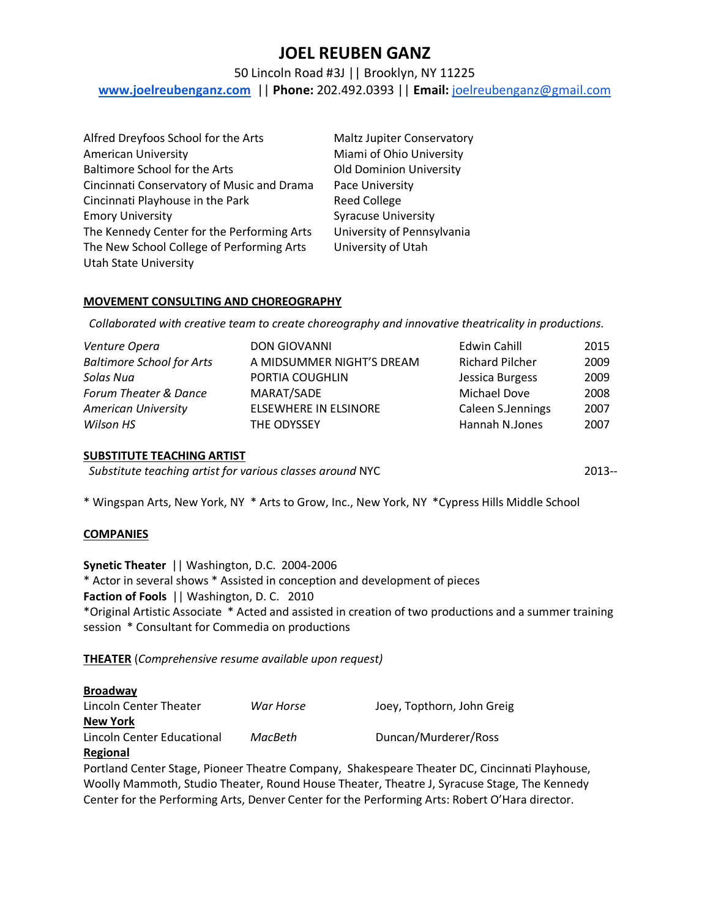# JOEL REUBEN GANZ

50 Lincoln Road #3J || Brooklyn, NY 11225

**www.joelreubenganz.com** || **Phone:** 202.492.0393 || **Email:** joelreubenganz@gmail.com

Alfred Dreyfoos School for the Arts
American University
Baltimore School for the Arts
Cincinnati Conservatory of Music and Drama
Cincinnati Playhouse in the Park
Emory University
The Kennedy Center for the Performing Arts
The New School College of Performing Arts
Utah State University
Maltz Jupiter Conservatory
Miami of Ohio University
Old Dominion University
Pace University
Reed College
Syracuse University
University of Pennsylvania
University of Utah

## MOVEMENT CONSULTING AND CHOREOGRAPHY

*Collaborated with creative team to create choreography and innovative theatricality in productions.*

| | | | |
|---|---|---|---|
| *Venture Opera* | DON GIOVANNI | Edwin Cahill | 2015 |
| *Baltimore School for Arts* | A MIDSUMMER NIGHT'S DREAM | Richard Pilcher | 2009 |
| *Solas Nua* | PORTIA COUGHLIN | Jessica Burgess | 2009 |
| *Forum Theater & Dance* | MARAT/SADE | Michael Dove | 2008 |
| *American University* | ELSEWHERE IN ELSINORE | Caleen S.Jennings | 2007 |
| *Wilson HS* | THE ODYSSEY | Hannah N.Jones | 2007 |

## SUBSTITUTE TEACHING ARTIST

*Substitute teaching artist for various classes around* NYC 2013--

* Wingspan Arts, New York, NY * Arts to Grow, Inc., New York, NY *Cypress Hills Middle School

## COMPANIES

**Synetic Theater** || Washington, D.C. 2004-2006
* Actor in several shows * Assisted in conception and development of pieces

**Faction of Fools** || Washington, D. C. 2010
*Original Artistic Associate * Acted and assisted in creation of two productions and a summer training session * Consultant for Commedia on productions

## THEATER (*Comprehensive resume available upon request)*

**Broadway**

| | | |
|---|---|---|
| Lincoln Center Theater | *War Horse* | Joey, Topthorn, John Greig |

**New York**

| | | |
|---|---|---|
| Lincoln Center Educational | *MacBeth* | Duncan/Murderer/Ross |

**Regional**

Portland Center Stage, Pioneer Theatre Company, Shakespeare Theater DC, Cincinnati Playhouse, Woolly Mammoth, Studio Theater, Round House Theater, Theatre J, Syracuse Stage, The Kennedy Center for the Performing Arts, Denver Center for the Performing Arts: Robert O'Hara director.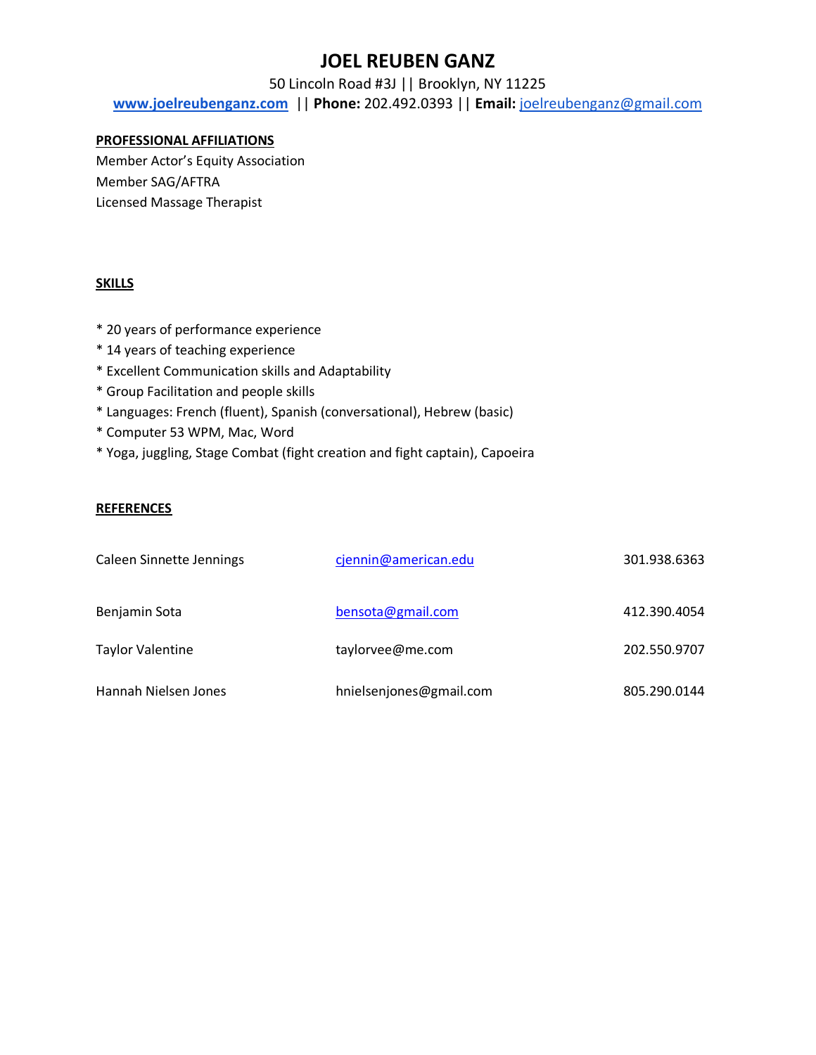# JOEL REUBEN GANZ

50 Lincoln Road #3J || Brooklyn, NY 11225

**www.joelreubenganz.com** || **Phone:** 202.492.0393 || **Email:** joelreubenganz@gmail.com

## PROFESSIONAL AFFILIATIONS

Member Actor's Equity Association
Member SAG/AFTRA
Licensed Massage Therapist

## SKILLS

* 20 years of performance experience
* 14 years of teaching experience
* Excellent Communication skills and Adaptability
* Group Facilitation and people skills
* Languages: French (fluent), Spanish (conversational), Hebrew (basic)
* Computer 53 WPM, Mac, Word
* Yoga, juggling, Stage Combat (fight creation and fight captain), Capoeira

## REFERENCES

| | | |
|---|---|---|
| Caleen Sinnette Jennings | cjennin@american.edu | 301.938.6363 |
| Benjamin Sota | bensota@gmail.com | 412.390.4054 |
| Taylor Valentine | taylorvee@me.com | 202.550.9707 |
| Hannah Nielsen Jones | hnielsenjones@gmail.com | 805.290.0144 |